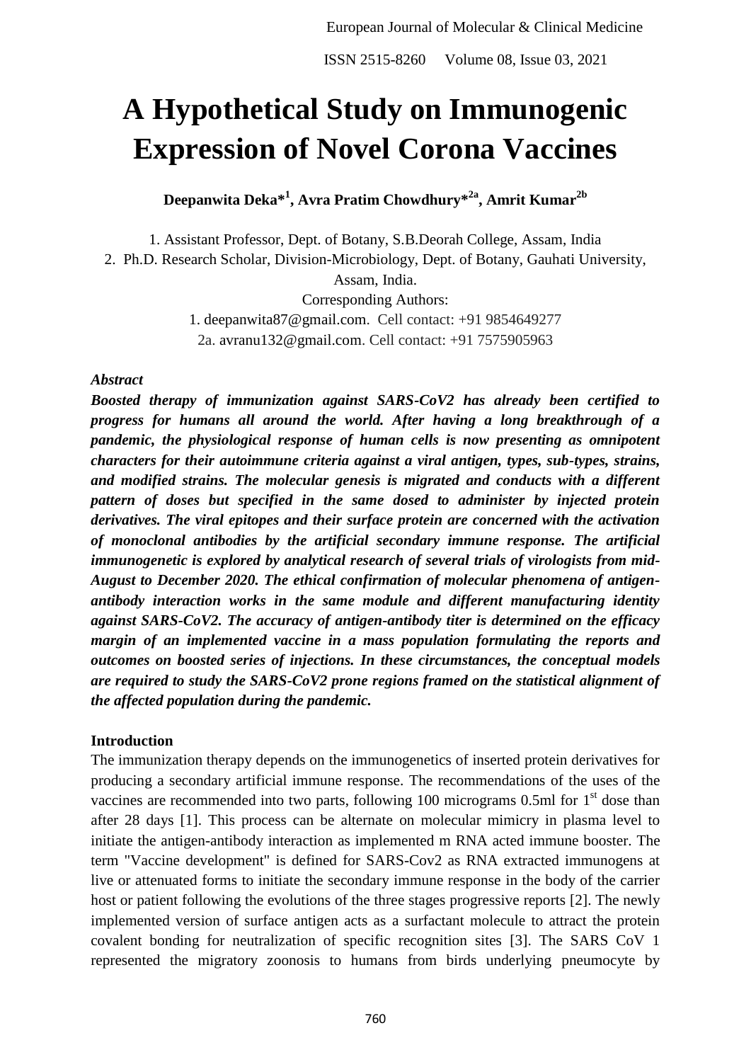# A Hypothetical Study on Immunogenic Expression of Novel Corona Vaccines

**Deepanwita Deka*[1], Avra Pratim Chowdhury*[2a], Amrit Kumar[2b]**

1. Assistant Professor, Dept. of Botany, S.B.Deorah College, Assam, India
2. Ph.D. Research Scholar, Division-Microbiology, Dept. of Botany, Gauhati University, Assam, India.

Corresponding Authors:

1. deepanwita87@gmail.com. Cell contact: +91 9854649277

2a. avranu132@gmail.com. Cell contact: +91 7575905963

### *Abstract*

***Boosted therapy of immunization against SARS-CoV2 has already been certified to progress for humans all around the world. After having a long breakthrough of a pandemic, the physiological response of human cells is now presenting as omnipotent characters for their autoimmune criteria against a viral antigen, types, sub-types, strains, and modified strains. The molecular genesis is migrated and conducts with a different pattern of doses but specified in the same dosed to administer by injected protein derivatives. The viral epitopes and their surface protein are concerned with the activation of monoclonal antibodies by the artificial secondary immune response. The artificial immunogenetic is explored by analytical research of several trials of virologists from mid-August to December 2020. The ethical confirmation of molecular phenomena of antigen-antibody interaction works in the same module and different manufacturing identity against SARS-CoV2. The accuracy of antigen-antibody titer is determined on the efficacy margin of an implemented vaccine in a mass population formulating the reports and outcomes on boosted series of injections. In these circumstances, the conceptual models are required to study the SARS-CoV2 prone regions framed on the statistical alignment of the affected population during the pandemic.***

### Introduction

The immunization therapy depends on the immunogenetics of inserted protein derivatives for producing a secondary artificial immune response. The recommendations of the uses of the vaccines are recommended into two parts, following 100 micrograms 0.5ml for 1st dose than after 28 days [1]. This process can be alternate on molecular mimicry in plasma level to initiate the antigen-antibody interaction as implemented m RNA acted immune booster. The term "Vaccine development" is defined for SARS-Cov2 as RNA extracted immunogens at live or attenuated forms to initiate the secondary immune response in the body of the carrier host or patient following the evolutions of the three stages progressive reports [2]. The newly implemented version of surface antigen acts as a surfactant molecule to attract the protein covalent bonding for neutralization of specific recognition sites [3]. The SARS CoV 1 represented the migratory zoonosis to humans from birds underlying pneumocyte by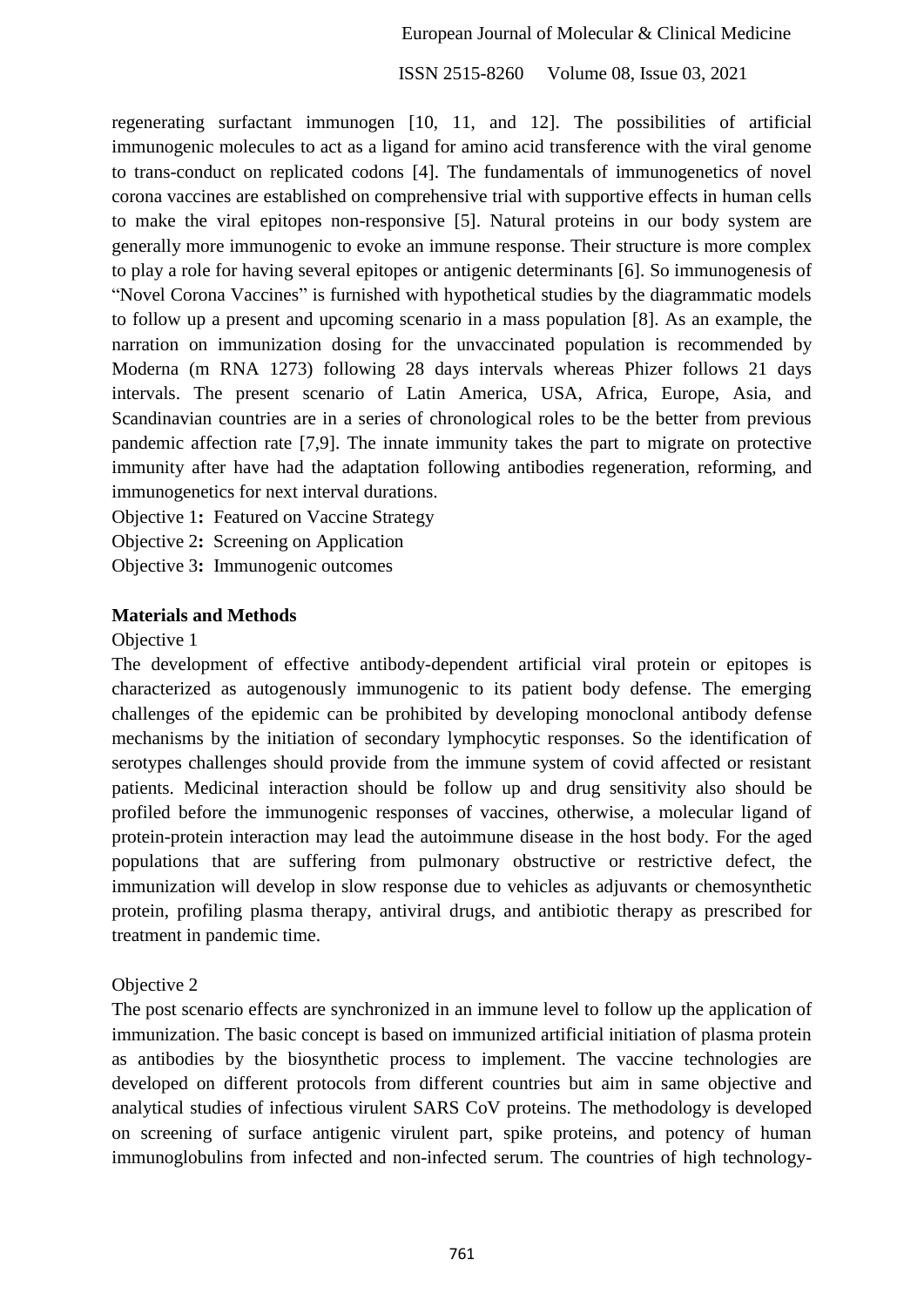regenerating surfactant immunogen [10, 11, and 12]. The possibilities of artificial immunogenic molecules to act as a ligand for amino acid transference with the viral genome to trans-conduct on replicated codons [4]. The fundamentals of immunogenetics of novel corona vaccines are established on comprehensive trial with supportive effects in human cells to make the viral epitopes non-responsive [5]. Natural proteins in our body system are generally more immunogenic to evoke an immune response. Their structure is more complex to play a role for having several epitopes or antigenic determinants [6]. So immunogenesis of "Novel Corona Vaccines" is furnished with hypothetical studies by the diagrammatic models to follow up a present and upcoming scenario in a mass population [8]. As an example, the narration on immunization dosing for the unvaccinated population is recommended by Moderna (m RNA 1273) following 28 days intervals whereas Phizer follows 21 days intervals. The present scenario of Latin America, USA, Africa, Europe, Asia, and Scandinavian countries are in a series of chronological roles to be the better from previous pandemic affection rate [7,9]. The innate immunity takes the part to migrate on protective immunity after have had the adaptation following antibodies regeneration, reforming, and immunogenetics for next interval durations.

Objective 1**:** Featured on Vaccine Strategy

Objective 2**:** Screening on Application

Objective 3**:** Immunogenic outcomes

**Materials and Methods**

Objective 1

The development of effective antibody-dependent artificial viral protein or epitopes is characterized as autogenously immunogenic to its patient body defense. The emerging challenges of the epidemic can be prohibited by developing monoclonal antibody defense mechanisms by the initiation of secondary lymphocytic responses. So the identification of serotypes challenges should provide from the immune system of covid affected or resistant patients. Medicinal interaction should be follow up and drug sensitivity also should be profiled before the immunogenic responses of vaccines, otherwise, a molecular ligand of protein-protein interaction may lead the autoimmune disease in the host body. For the aged populations that are suffering from pulmonary obstructive or restrictive defect, the immunization will develop in slow response due to vehicles as adjuvants or chemosynthetic protein, profiling plasma therapy, antiviral drugs, and antibiotic therapy as prescribed for treatment in pandemic time.

Objective 2

The post scenario effects are synchronized in an immune level to follow up the application of immunization. The basic concept is based on immunized artificial initiation of plasma protein as antibodies by the biosynthetic process to implement. The vaccine technologies are developed on different protocols from different countries but aim in same objective and analytical studies of infectious virulent SARS CoV proteins. The methodology is developed on screening of surface antigenic virulent part, spike proteins, and potency of human immunoglobulins from infected and non-infected serum. The countries of high technology-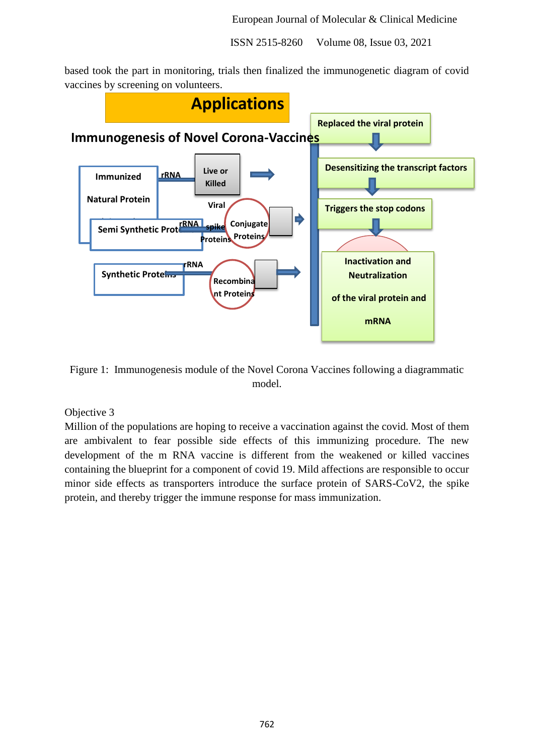based took the part in monitoring, trials then finalized the immunogenetic diagram of covid vaccines by screening on volunteers.

**Applications**

**Immunogenesis of Novel Corona-Vaccines**

Immunized Natural Protein — rRNA — Live or Killed

Viral spike Proteins — Conjugate Proteins

Semi Synthetic Proteins — rRNA

Synthetic Proteins — rRNA — Recombinant Proteins

Replaced the viral protein → Desensitizing the transcript factors → Triggers the stop codons → Inactivation and Neutralization of the viral protein and mRNA

Figure 1: Immunogenesis module of the Novel Corona Vaccines following a diagrammatic model.

Objective 3

Million of the populations are hoping to receive a vaccination against the covid. Most of them are ambivalent to fear possible side effects of this immunizing procedure. The new development of the m RNA vaccine is different from the weakened or killed vaccines containing the blueprint for a component of covid 19. Mild affections are responsible to occur minor side effects as transporters introduce the surface protein of SARS-CoV2, the spike protein, and thereby trigger the immune response for mass immunization.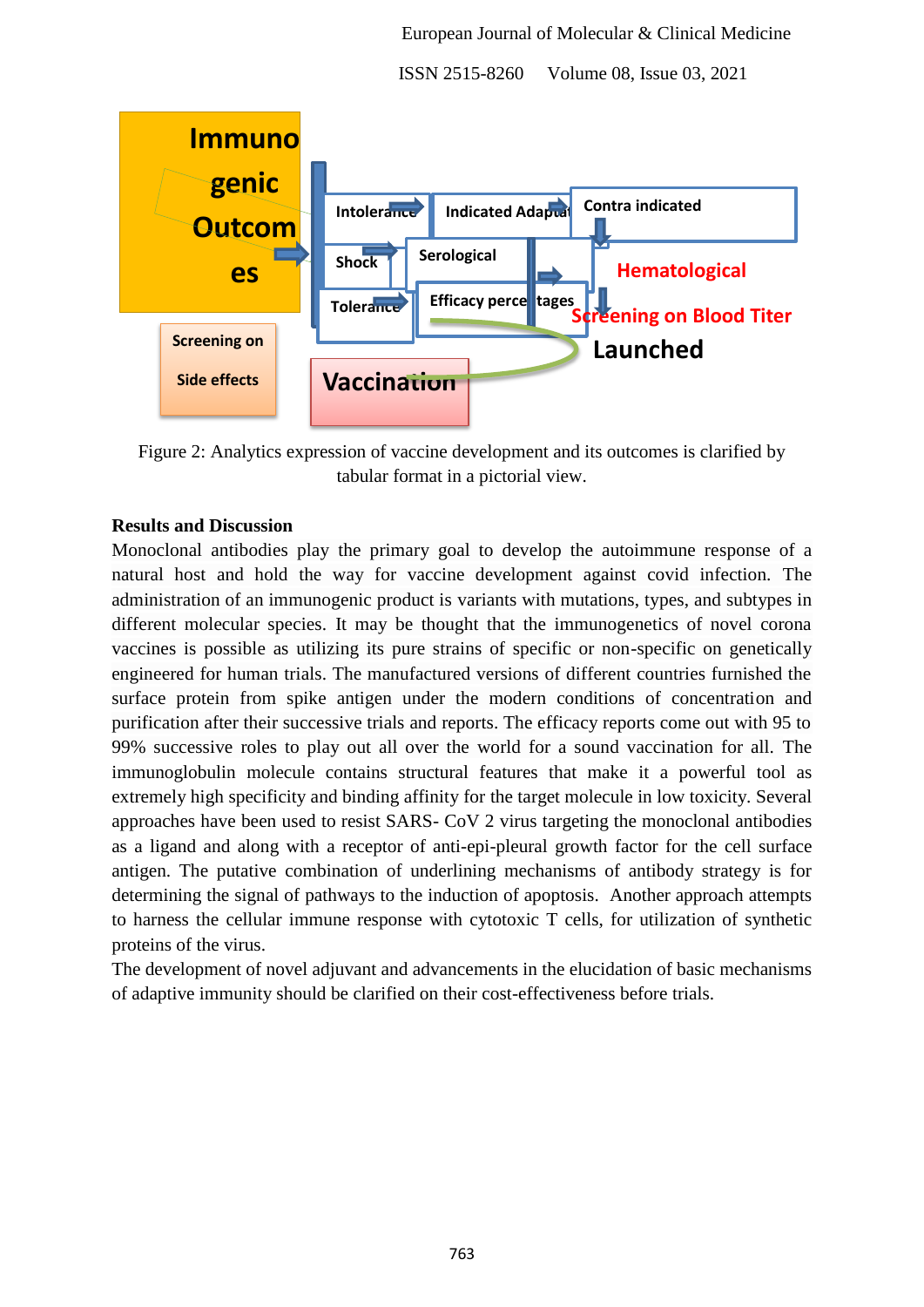Immunogenic Outcomes

Intolerance

Indicated Adaptation

Contra indicated

Shock

Serological

Hematological

Tolerance

Efficacy percentages

Screening on Blood Titer

Launched

Screening on Side effects

Vaccination

Figure 2: Analytics expression of vaccine development and its outcomes is clarified by tabular format in a pictorial view.

**Results and Discussion**

Monoclonal antibodies play the primary goal to develop the autoimmune response of a natural host and hold the way for vaccine development against covid infection. The administration of an immunogenic product is variants with mutations, types, and subtypes in different molecular species. It may be thought that the immunogenetics of novel corona vaccines is possible as utilizing its pure strains of specific or non-specific on genetically engineered for human trials. The manufactured versions of different countries furnished the surface protein from spike antigen under the modern conditions of concentration and purification after their successive trials and reports. The efficacy reports come out with 95 to 99% successive roles to play out all over the world for a sound vaccination for all. The immunoglobulin molecule contains structural features that make it a powerful tool as extremely high specificity and binding affinity for the target molecule in low toxicity. Several approaches have been used to resist SARS- CoV 2 virus targeting the monoclonal antibodies as a ligand and along with a receptor of anti-epi-pleural growth factor for the cell surface antigen. The putative combination of underlining mechanisms of antibody strategy is for determining the signal of pathways to the induction of apoptosis. Another approach attempts to harness the cellular immune response with cytotoxic T cells, for utilization of synthetic proteins of the virus.

The development of novel adjuvant and advancements in the elucidation of basic mechanisms of adaptive immunity should be clarified on their cost-effectiveness before trials.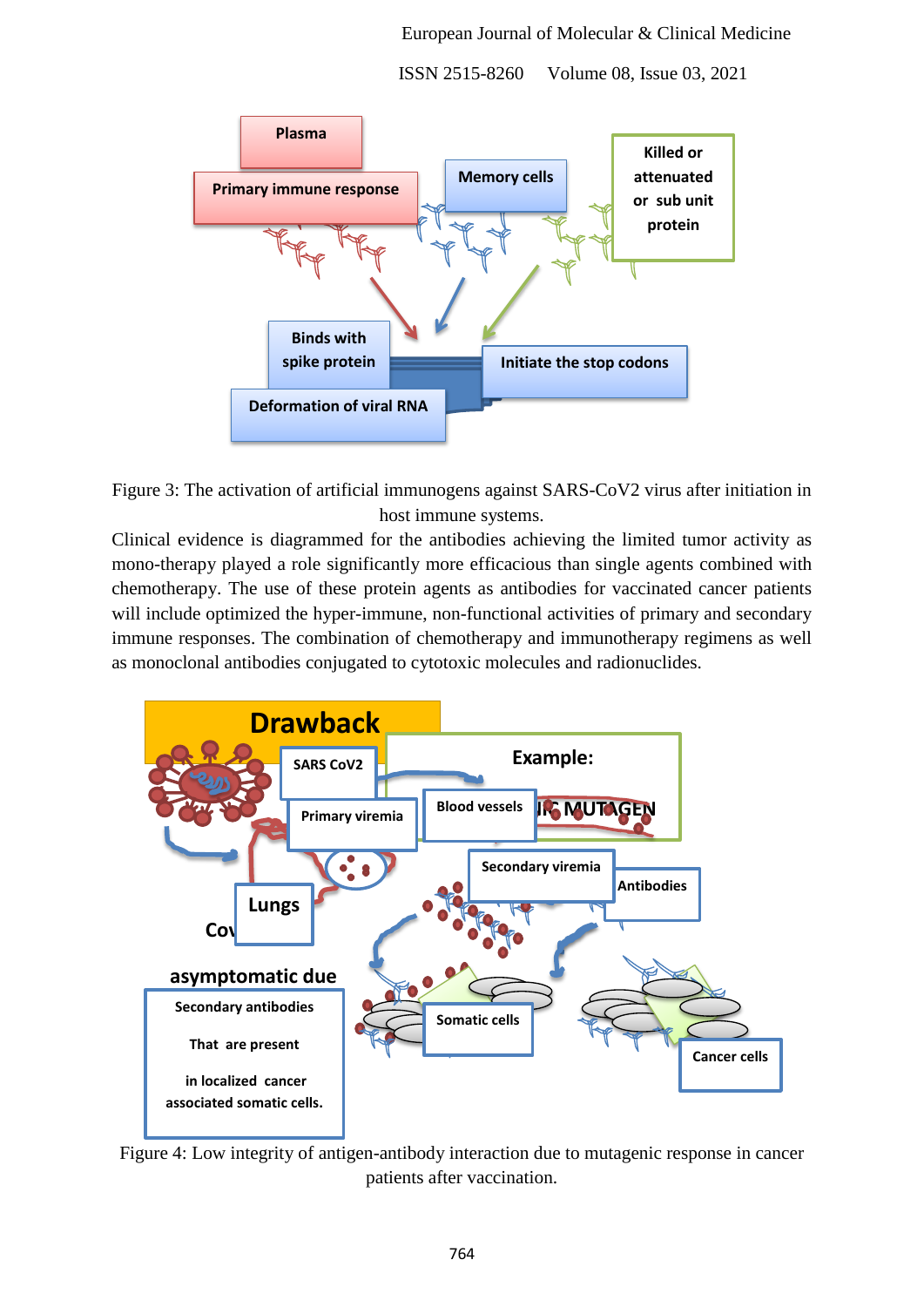Plasma

Primary immune response

Memory cells

Killed or attenuated or sub unit protein

Binds with spike protein

Initiate the stop codons

Deformation of viral RNA

Figure 3: The activation of artificial immunogens against SARS-CoV2 virus after initiation in host immune systems.

Clinical evidence is diagrammed for the antibodies achieving the limited tumor activity as mono-therapy played a role significantly more efficacious than single agents combined with chemotherapy. The use of these protein agents as antibodies for vaccinated cancer patients will include optimized the hyper-immune, non-functional activities of primary and secondary immune responses. The combination of chemotherapy and immunotherapy regimens as well as monoclonal antibodies conjugated to cytotoxic molecules and radionuclides.

Drawback

SARS CoV2

Example:

Primary viremia

Blood vessels

IC MUTAGEN

Secondary viremia

Antibodies

Lungs

Cov

asymptomatic due

Secondary antibodies

That are present

in localized cancer associated somatic cells.

Somatic cells

Cancer cells

Figure 4: Low integrity of antigen-antibody interaction due to mutagenic response in cancer patients after vaccination.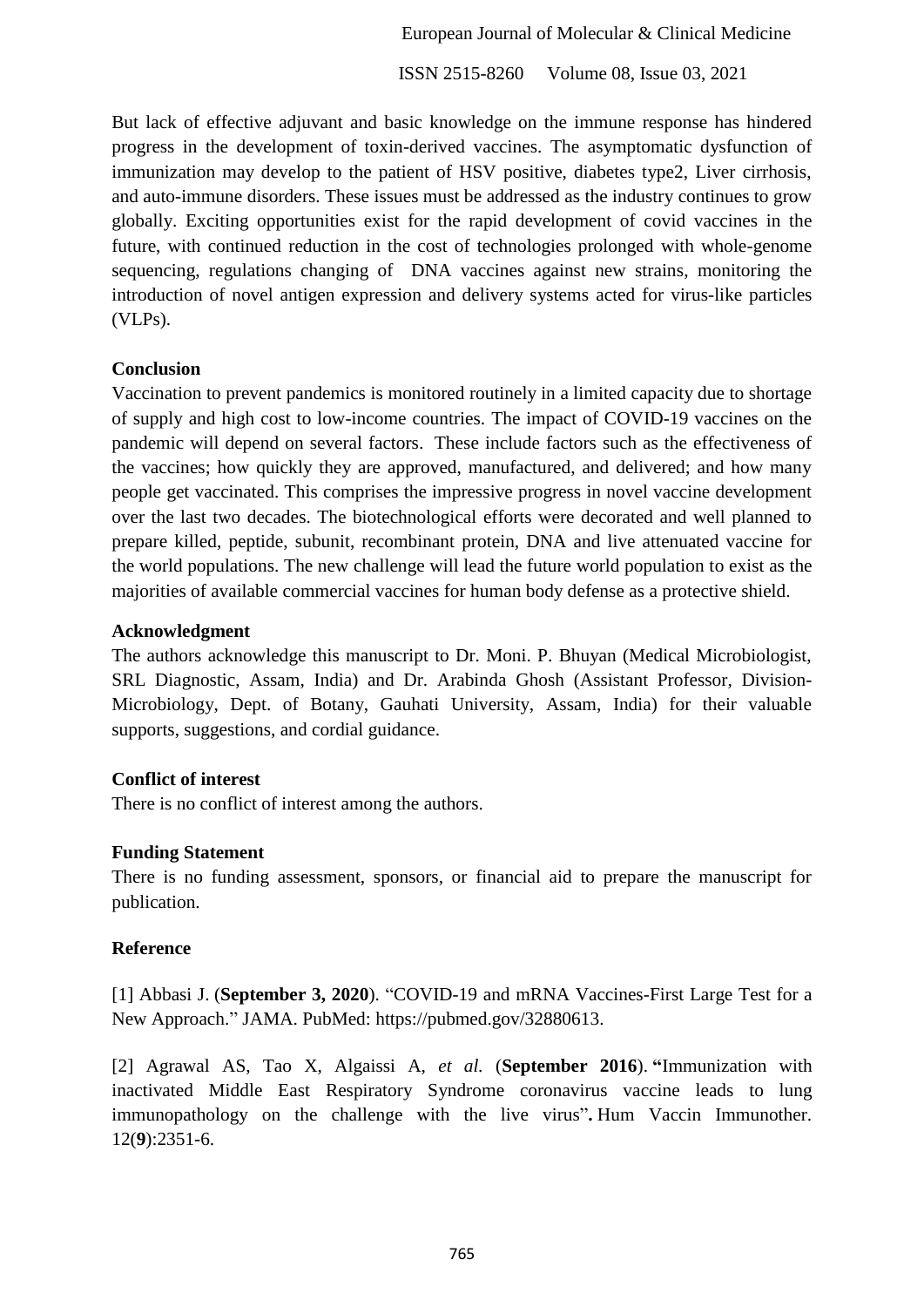But lack of effective adjuvant and basic knowledge on the immune response has hindered progress in the development of toxin-derived vaccines. The asymptomatic dysfunction of immunization may develop to the patient of HSV positive, diabetes type2, Liver cirrhosis, and auto-immune disorders. These issues must be addressed as the industry continues to grow globally. Exciting opportunities exist for the rapid development of covid vaccines in the future, with continued reduction in the cost of technologies prolonged with whole-genome sequencing, regulations changing of DNA vaccines against new strains, monitoring the introduction of novel antigen expression and delivery systems acted for virus-like particles (VLPs).

**Conclusion**

Vaccination to prevent pandemics is monitored routinely in a limited capacity due to shortage of supply and high cost to low-income countries. The impact of COVID-19 vaccines on the pandemic will depend on several factors. These include factors such as the effectiveness of the vaccines; how quickly they are approved, manufactured, and delivered; and how many people get vaccinated. This comprises the impressive progress in novel vaccine development over the last two decades. The biotechnological efforts were decorated and well planned to prepare killed, peptide, subunit, recombinant protein, DNA and live attenuated vaccine for the world populations. The new challenge will lead the future world population to exist as the majorities of available commercial vaccines for human body defense as a protective shield.

**Acknowledgment**

The authors acknowledge this manuscript to Dr. Moni. P. Bhuyan (Medical Microbiologist, SRL Diagnostic, Assam, India) and Dr. Arabinda Ghosh (Assistant Professor, Division-Microbiology, Dept. of Botany, Gauhati University, Assam, India) for their valuable supports, suggestions, and cordial guidance.

**Conflict of interest**

There is no conflict of interest among the authors.

**Funding Statement**

There is no funding assessment, sponsors, or financial aid to prepare the manuscript for publication.

**Reference**

[1] Abbasi J. (**September 3, 2020**). "COVID-19 and mRNA Vaccines-First Large Test for a New Approach." JAMA. PubMed: https://pubmed.gov/32880613.

[2] Agrawal AS, Tao X, Algaissi A, *et al.* (**September 2016**). **"**Immunization with inactivated Middle East Respiratory Syndrome coronavirus vaccine leads to lung immunopathology on the challenge with the live virus"**.** Hum Vaccin Immunother. 12(**9**):2351-6.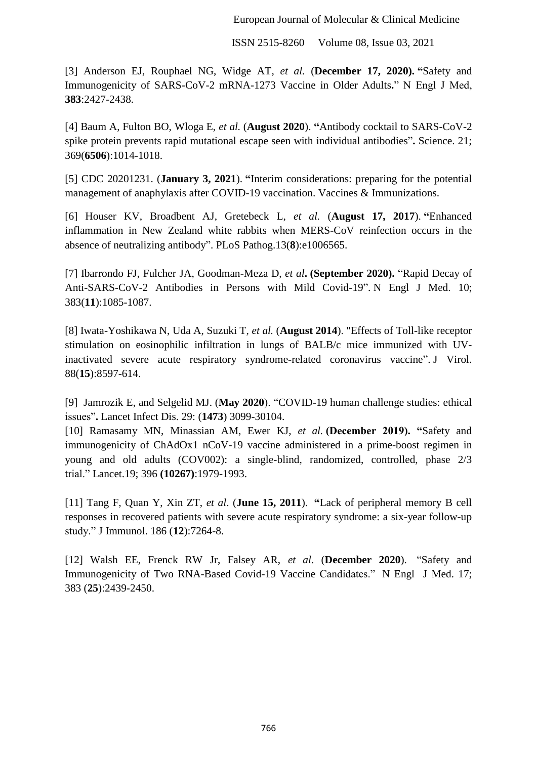[3] Anderson EJ, Rouphael NG, Widge AT, *et al.* (**December 17, 2020).** **"**Safety and Immunogenicity of SARS-CoV-2 mRNA-1273 Vaccine in Older Adults**.**" N Engl J Med, **383**:2427-2438.

[4] Baum A, Fulton BO, Wloga E, *et al.* (**August 2020**). **"**Antibody cocktail to SARS-CoV-2 spike protein prevents rapid mutational escape seen with individual antibodies"**.** Science. 21; 369(**6506**):1014-1018.

[5] CDC 20201231. (**January 3, 2021**). **"**Interim considerations: preparing for the potential management of anaphylaxis after COVID-19 vaccination. Vaccines & Immunizations.

[6] Houser KV, Broadbent AJ, Gretebeck L, *et al.* (**August 17, 2017**). **"**Enhanced inflammation in New Zealand white rabbits when MERS-CoV reinfection occurs in the absence of neutralizing antibody". PLoS Pathog.13(**8**):e1006565.

[7] Ibarrondo FJ, Fulcher JA, Goodman-Meza D, *et al***. (September 2020).** "Rapid Decay of Anti-SARS-CoV-2 Antibodies in Persons with Mild Covid-19". N Engl J Med. 10; 383(**11**):1085-1087.

[8] Iwata-Yoshikawa N, Uda A, Suzuki T, *et al.* (**August 2014**). "Effects of Toll-like receptor stimulation on eosinophilic infiltration in lungs of BALB/c mice immunized with UV-inactivated severe acute respiratory syndrome-related coronavirus vaccine". J Virol. 88(**15**):8597-614.

[9] Jamrozik E, and Selgelid MJ. (**May 2020**). "COVID-19 human challenge studies: ethical issues"**.** Lancet Infect Dis. 29: (**1473**) 3099-30104.

[10] Ramasamy MN, Minassian AM, Ewer KJ, *et al.* **(December 2019). "**Safety and immunogenicity of ChAdOx1 nCoV-19 vaccine administered in a prime-boost regimen in young and old adults (COV002): a single-blind, randomized, controlled, phase 2/3 trial." Lancet.19; 396 **(10267)**:1979-1993.

[11] Tang F, Quan Y, Xin ZT, *et al*. (**June 15, 2011**). **"**Lack of peripheral memory B cell responses in recovered patients with severe acute respiratory syndrome: a six-year follow-up study." J Immunol. 186 (**12**):7264-8.

[12] Walsh EE, Frenck RW Jr, Falsey AR, *et al*. (**December 2020**). "Safety and Immunogenicity of Two RNA-Based Covid-19 Vaccine Candidates." N Engl J Med. 17; 383 (**25**):2439-2450.